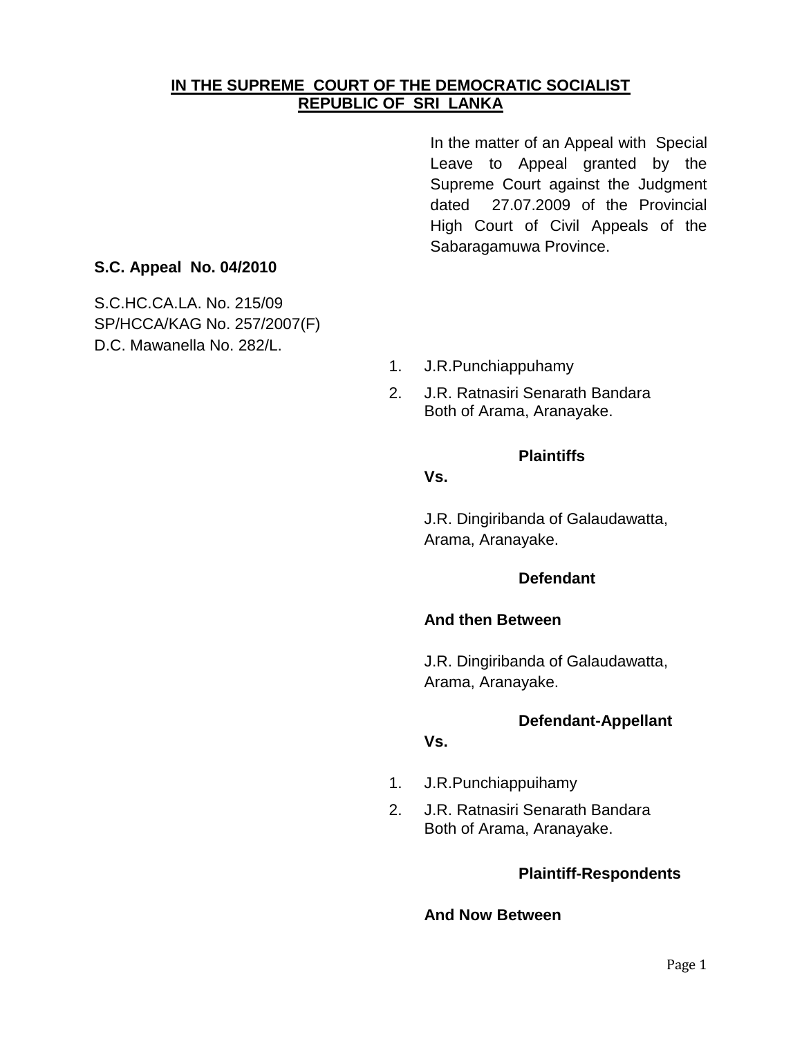**IN THE SUPREME COURT OF THE DEMOCRATIC SOCIALIST REPUBLIC OF SRI LANKA**

In the matter of an Appeal with Special Leave to Appeal granted by the Supreme Court against the Judgment dated 27.07.2009 of the Provincial High Court of Civil Appeals of the Sabaragamuwa Province.

**S.C. Appeal No. 04/2010**

S.C.HC.CA.LA. No. 215/09
SP/HCCA/KAG No. 257/2007(F)
D.C. Mawanella No. 282/L.

1. J.R.Punchiappuhamy
2. J.R. Ratnasiri Senarath Bandara
   Both of Arama, Aranayake.

**Plaintiffs**

**Vs.**

J.R. Dingiribanda of Galaudawatta, Arama, Aranayake.

**Defendant**

**And then Between**

J.R. Dingiribanda of Galaudawatta, Arama, Aranayake.

**Defendant-Appellant**

**Vs.**

1. J.R.Punchiappuihamy
2. J.R. Ratnasiri Senarath Bandara
   Both of Arama, Aranayake.

**Plaintiff-Respondents**

**And Now Between**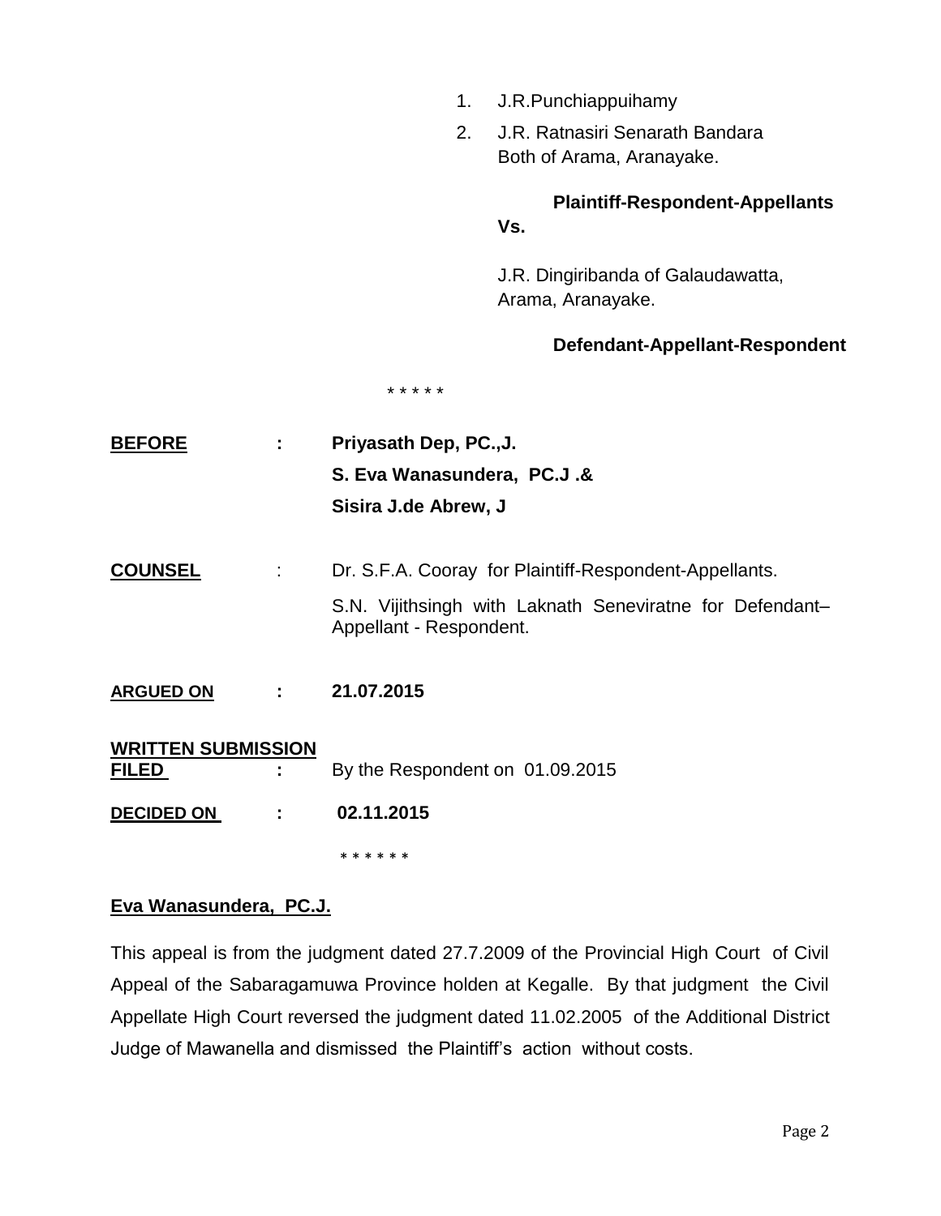1. J.R.Punchiappuihamy
2. J.R. Ratnasiri Senarath Bandara
   Both of Arama, Aranayake.

**Plaintiff-Respondent-Appellants**

**Vs.**

J.R. Dingiribanda of Galaudawatta,
Arama, Aranayake.

**Defendant-Appellant-Respondent**

\* \* \* \* \*

| | | |
|---|---|---|
| **BEFORE** | **:** | **Priyasath Dep, PC.,J.**<br>**S. Eva Wanasundera, PC.J .&**<br>**Sisira J.de Abrew, J** |
| **COUNSEL** | : | Dr. S.F.A. Cooray for Plaintiff-Respondent-Appellants.<br>S.N. Vijithsingh with Laknath Seneviratne for Defendant–Appellant - Respondent. |
| **ARGUED ON** | **:** | **21.07.2015** |
| **WRITTEN SUBMISSION FILED** | **:** | By the Respondent on 01.09.2015 |
| **DECIDED ON** | **:** | **02.11.2015** |

\* \* \* \* \* \*

**Eva Wanasundera, PC.J.**

This appeal is from the judgment dated 27.7.2009 of the Provincial High Court of Civil Appeal of the Sabaragamuwa Province holden at Kegalle. By that judgment the Civil Appellate High Court reversed the judgment dated 11.02.2005 of the Additional District Judge of Mawanella and dismissed the Plaintiff's action without costs.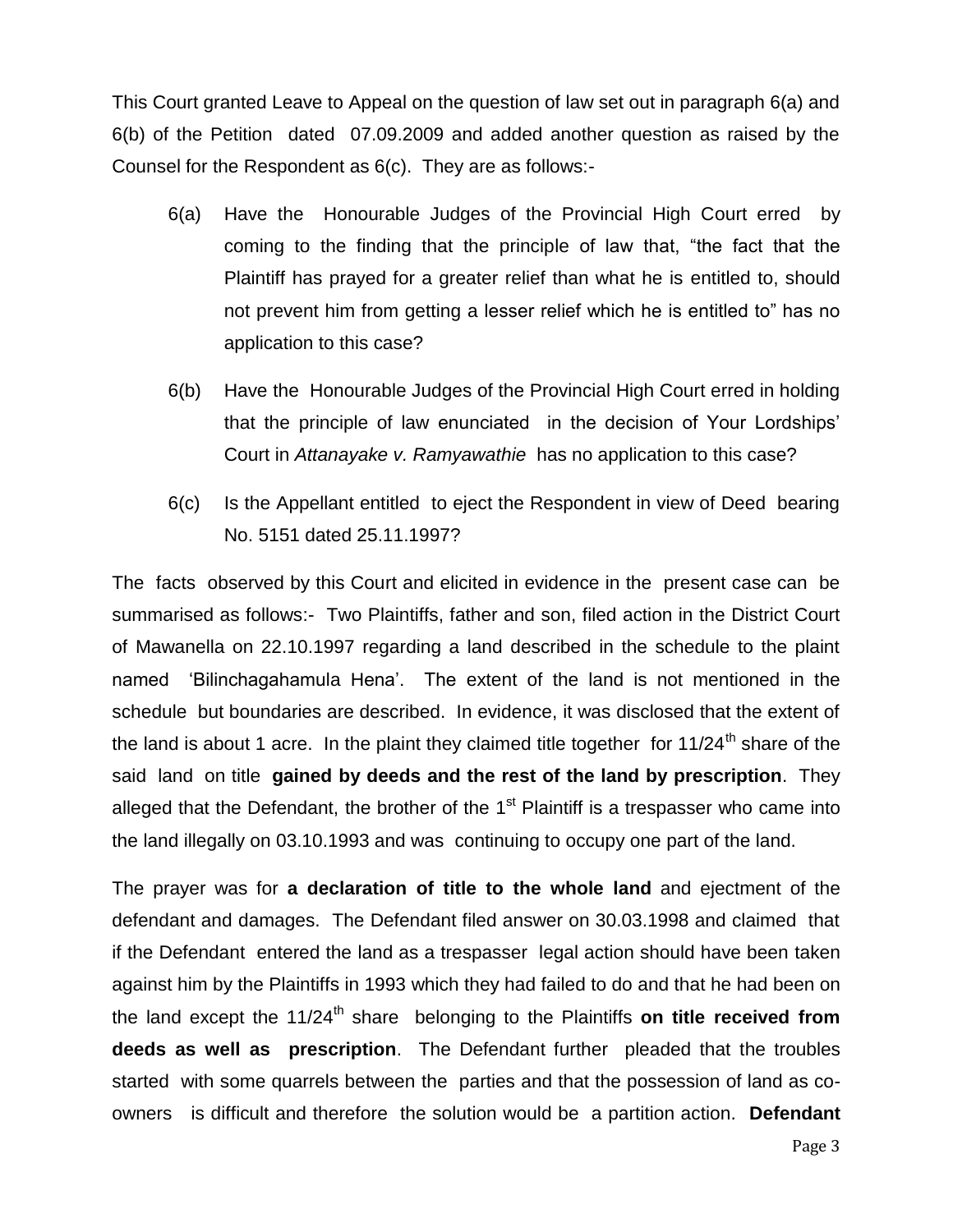This Court granted Leave to Appeal on the question of law set out in paragraph 6(a) and 6(b) of the Petition dated 07.09.2009 and added another question as raised by the Counsel for the Respondent as 6(c). They are as follows:-

6(a) Have the Honourable Judges of the Provincial High Court erred by coming to the finding that the principle of law that, "the fact that the Plaintiff has prayed for a greater relief than what he is entitled to, should not prevent him from getting a lesser relief which he is entitled to" has no application to this case?

6(b) Have the Honourable Judges of the Provincial High Court erred in holding that the principle of law enunciated in the decision of Your Lordships' Court in *Attanayake v. Ramyawathie* has no application to this case?

6(c) Is the Appellant entitled to eject the Respondent in view of Deed bearing No. 5151 dated 25.11.1997?

The facts observed by this Court and elicited in evidence in the present case can be summarised as follows:- Two Plaintiffs, father and son, filed action in the District Court of Mawanella on 22.10.1997 regarding a land described in the schedule to the plaint named 'Bilinchagahamula Hena'. The extent of the land is not mentioned in the schedule but boundaries are described. In evidence, it was disclosed that the extent of the land is about 1 acre. In the plaint they claimed title together for 11/24th share of the said land on title **gained by deeds and the rest of the land by prescription**. They alleged that the Defendant, the brother of the 1st Plaintiff is a trespasser who came into the land illegally on 03.10.1993 and was continuing to occupy one part of the land.

The prayer was for **a declaration of title to the whole land** and ejectment of the defendant and damages. The Defendant filed answer on 30.03.1998 and claimed that if the Defendant entered the land as a trespasser legal action should have been taken against him by the Plaintiffs in 1993 which they had failed to do and that he had been on the land except the 11/24th share belonging to the Plaintiffs **on title received from deeds as well as prescription**. The Defendant further pleaded that the troubles started with some quarrels between the parties and that the possession of land as co-owners is difficult and therefore the solution would be a partition action. **Defendant**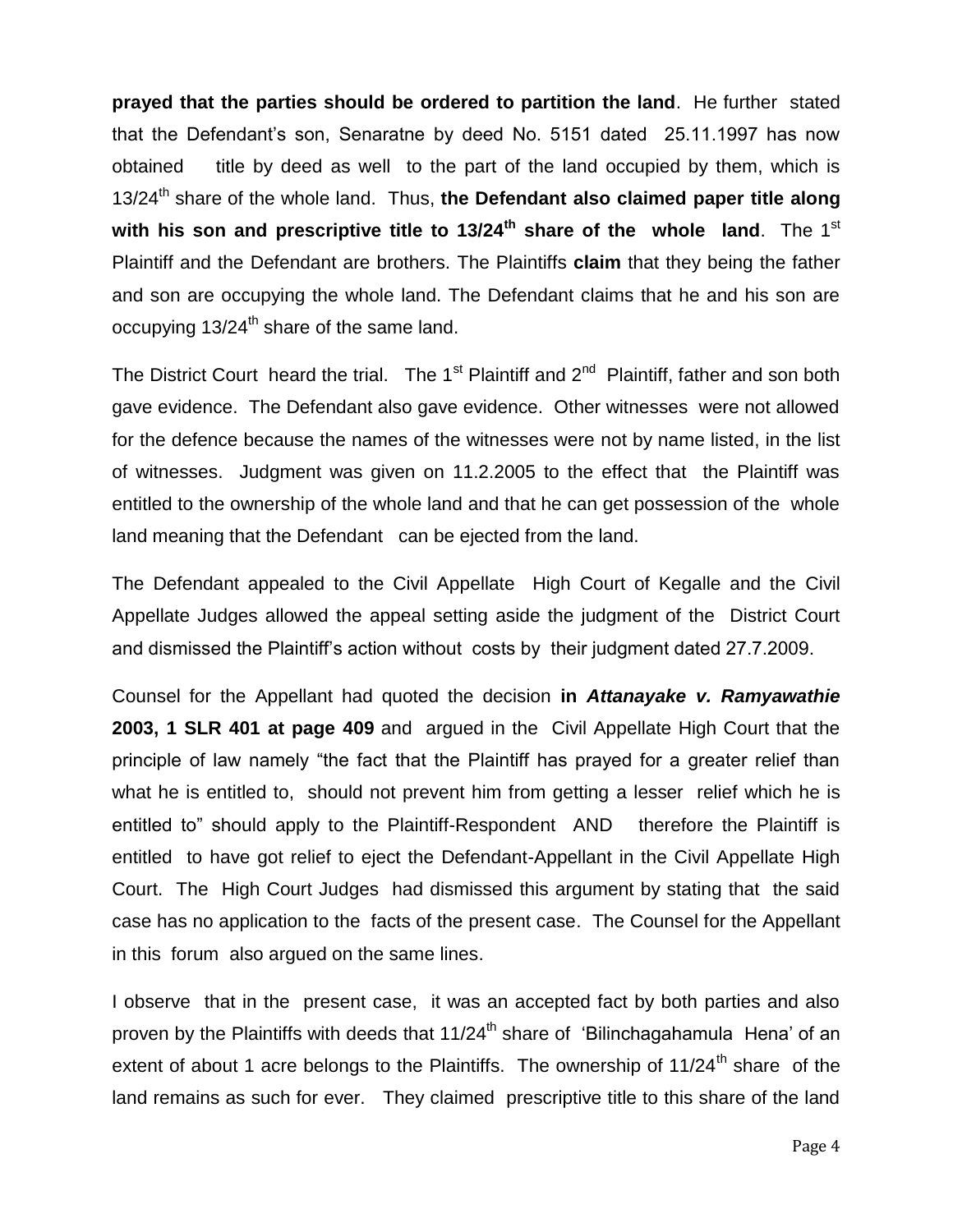**prayed that the parties should be ordered to partition the land**. He further stated that the Defendant's son, Senaratne by deed No. 5151 dated 25.11.1997 has now obtained title by deed as well to the part of the land occupied by them, which is $13/24^{th}$ share of the whole land. Thus, **the Defendant also claimed paper title along with his son and prescriptive title to $13/24^{th}$ share of the whole land**. The 1st Plaintiff and the Defendant are brothers. The Plaintiffs **claim** that they being the father and son are occupying the whole land. The Defendant claims that he and his son are occupying $13/24^{th}$ share of the same land.

The District Court heard the trial. The 1st Plaintiff and 2nd Plaintiff, father and son both gave evidence. The Defendant also gave evidence. Other witnesses were not allowed for the defence because the names of the witnesses were not by name listed, in the list of witnesses. Judgment was given on 11.2.2005 to the effect that the Plaintiff was entitled to the ownership of the whole land and that he can get possession of the whole land meaning that the Defendant can be ejected from the land.

The Defendant appealed to the Civil Appellate High Court of Kegalle and the Civil Appellate Judges allowed the appeal setting aside the judgment of the District Court and dismissed the Plaintiff's action without costs by their judgment dated 27.7.2009.

Counsel for the Appellant had quoted the decision **in *Attanayake v. Ramyawathie* 2003, 1 SLR 401 at page 409** and argued in the Civil Appellate High Court that the principle of law namely "the fact that the Plaintiff has prayed for a greater relief than what he is entitled to, should not prevent him from getting a lesser relief which he is entitled to" should apply to the Plaintiff-Respondent AND therefore the Plaintiff is entitled to have got relief to eject the Defendant-Appellant in the Civil Appellate High Court. The High Court Judges had dismissed this argument by stating that the said case has no application to the facts of the present case. The Counsel for the Appellant in this forum also argued on the same lines.

I observe that in the present case, it was an accepted fact by both parties and also proven by the Plaintiffs with deeds that $11/24^{th}$ share of 'Bilinchagahamula Hena' of an extent of about 1 acre belongs to the Plaintiffs. The ownership of $11/24^{th}$ share of the land remains as such for ever. They claimed prescriptive title to this share of the land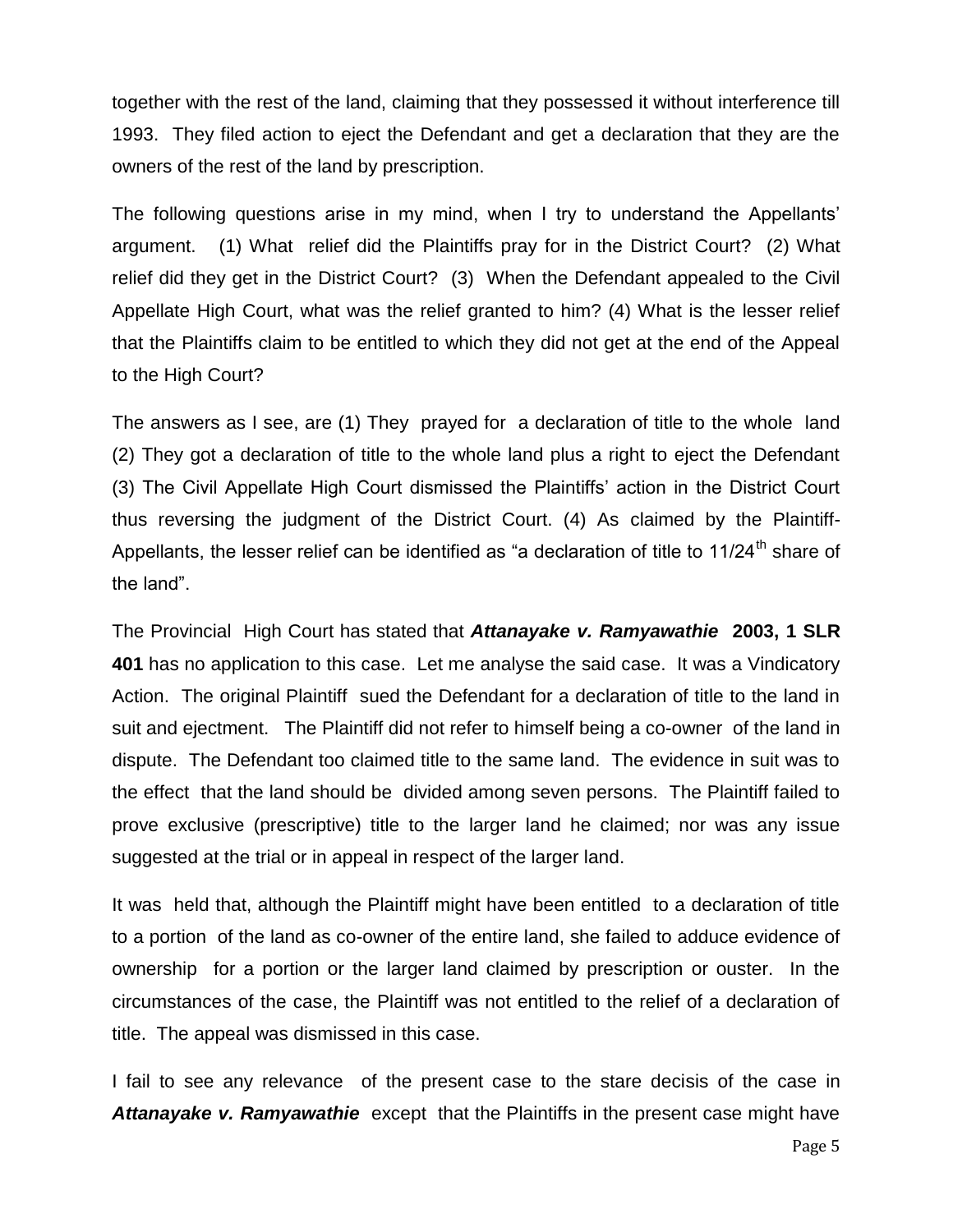together with the rest of the land, claiming that they possessed it without interference till 1993. They filed action to eject the Defendant and get a declaration that they are the owners of the rest of the land by prescription.

The following questions arise in my mind, when I try to understand the Appellants' argument. (1) What relief did the Plaintiffs pray for in the District Court? (2) What relief did they get in the District Court? (3) When the Defendant appealed to the Civil Appellate High Court, what was the relief granted to him? (4) What is the lesser relief that the Plaintiffs claim to be entitled to which they did not get at the end of the Appeal to the High Court?

The answers as I see, are (1) They prayed for a declaration of title to the whole land (2) They got a declaration of title to the whole land plus a right to eject the Defendant (3) The Civil Appellate High Court dismissed the Plaintiffs' action in the District Court thus reversing the judgment of the District Court. (4) As claimed by the Plaintiff-Appellants, the lesser relief can be identified as "a declaration of title to 11/24th share of the land".

The Provincial High Court has stated that ***Attanayake v. Ramyawathie*** **2003, 1 SLR 401** has no application to this case. Let me analyse the said case. It was a Vindicatory Action. The original Plaintiff sued the Defendant for a declaration of title to the land in suit and ejectment. The Plaintiff did not refer to himself being a co-owner of the land in dispute. The Defendant too claimed title to the same land. The evidence in suit was to the effect that the land should be divided among seven persons. The Plaintiff failed to prove exclusive (prescriptive) title to the larger land he claimed; nor was any issue suggested at the trial or in appeal in respect of the larger land.

It was held that, although the Plaintiff might have been entitled to a declaration of title to a portion of the land as co-owner of the entire land, she failed to adduce evidence of ownership for a portion or the larger land claimed by prescription or ouster. In the circumstances of the case, the Plaintiff was not entitled to the relief of a declaration of title. The appeal was dismissed in this case.

I fail to see any relevance of the present case to the stare decisis of the case in ***Attanayake v. Ramyawathie*** except that the Plaintiffs in the present case might have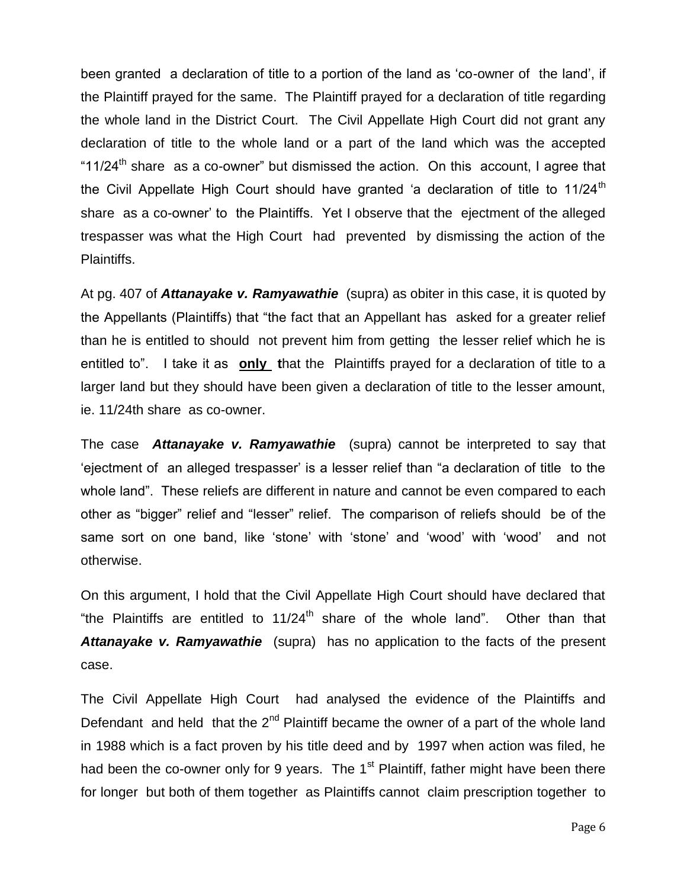been granted a declaration of title to a portion of the land as 'co-owner of the land', if the Plaintiff prayed for the same. The Plaintiff prayed for a declaration of title regarding the whole land in the District Court. The Civil Appellate High Court did not grant any declaration of title to the whole land or a part of the land which was the accepted "11/24$^{th}$ share as a co-owner" but dismissed the action. On this account, I agree that the Civil Appellate High Court should have granted 'a declaration of title to 11/24$^{th}$ share as a co-owner' to the Plaintiffs. Yet I observe that the ejectment of the alleged trespasser was what the High Court had prevented by dismissing the action of the Plaintiffs.

At pg. 407 of ***Attanayake v. Ramyawathie*** (supra) as obiter in this case, it is quoted by the Appellants (Plaintiffs) that "the fact that an Appellant has asked for a greater relief than he is entitled to should not prevent him from getting the lesser relief which he is entitled to". I take it as **only t**hat the Plaintiffs prayed for a declaration of title to a larger land but they should have been given a declaration of title to the lesser amount, ie. 11/24th share as co-owner.

The case ***Attanayake v. Ramyawathie*** (supra) cannot be interpreted to say that 'ejectment of an alleged trespasser' is a lesser relief than "a declaration of title to the whole land". These reliefs are different in nature and cannot be even compared to each other as "bigger" relief and "lesser" relief. The comparison of reliefs should be of the same sort on one band, like 'stone' with 'stone' and 'wood' with 'wood' and not otherwise.

On this argument, I hold that the Civil Appellate High Court should have declared that "the Plaintiffs are entitled to 11/24$^{th}$ share of the whole land". Other than that ***Attanayake v. Ramyawathie*** (supra) has no application to the facts of the present case.

The Civil Appellate High Court had analysed the evidence of the Plaintiffs and Defendant and held that the 2$^{nd}$ Plaintiff became the owner of a part of the whole land in 1988 which is a fact proven by his title deed and by 1997 when action was filed, he had been the co-owner only for 9 years. The 1$^{st}$ Plaintiff, father might have been there for longer but both of them together as Plaintiffs cannot claim prescription together to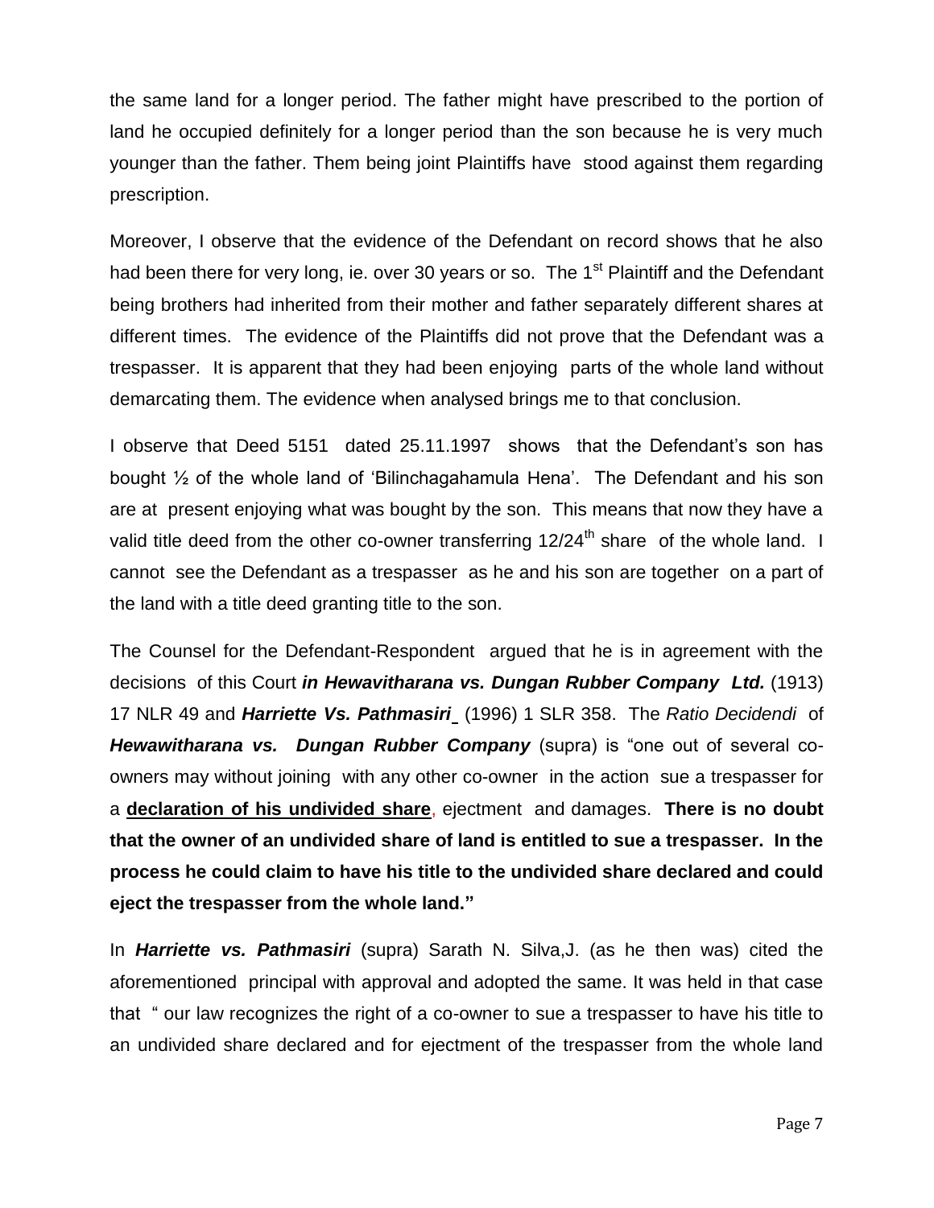the same land for a longer period. The father might have prescribed to the portion of land he occupied definitely for a longer period than the son because he is very much younger than the father. Them being joint Plaintiffs have stood against them regarding prescription.

Moreover, I observe that the evidence of the Defendant on record shows that he also had been there for very long, ie. over 30 years or so. The 1st Plaintiff and the Defendant being brothers had inherited from their mother and father separately different shares at different times. The evidence of the Plaintiffs did not prove that the Defendant was a trespasser. It is apparent that they had been enjoying parts of the whole land without demarcating them. The evidence when analysed brings me to that conclusion.

I observe that Deed 5151 dated 25.11.1997 shows that the Defendant's son has bought ½ of the whole land of 'Bilinchagahamula Hena'. The Defendant and his son are at present enjoying what was bought by the son. This means that now they have a valid title deed from the other co-owner transferring 12/24th share of the whole land. I cannot see the Defendant as a trespasser as he and his son are together on a part of the land with a title deed granting title to the son.

The Counsel for the Defendant-Respondent argued that he is in agreement with the decisions of this Court ***in Hewavitharana vs. Dungan Rubber Company Ltd.*** (1913) 17 NLR 49 and ***Harriette Vs. Pathmasiri*** (1996) 1 SLR 358. The *Ratio Decidendi* of ***Hewawitharana vs. Dungan Rubber Company*** (supra) is "one out of several co-owners may without joining with any other co-owner in the action sue a trespasser for a **declaration of his undivided share**, ejectment and damages. **There is no doubt that the owner of an undivided share of land is entitled to sue a trespasser. In the process he could claim to have his title to the undivided share declared and could eject the trespasser from the whole land."**

In ***Harriette vs. Pathmasiri*** (supra) Sarath N. Silva,J. (as he then was) cited the aforementioned principal with approval and adopted the same. It was held in that case that " our law recognizes the right of a co-owner to sue a trespasser to have his title to an undivided share declared and for ejectment of the trespasser from the whole land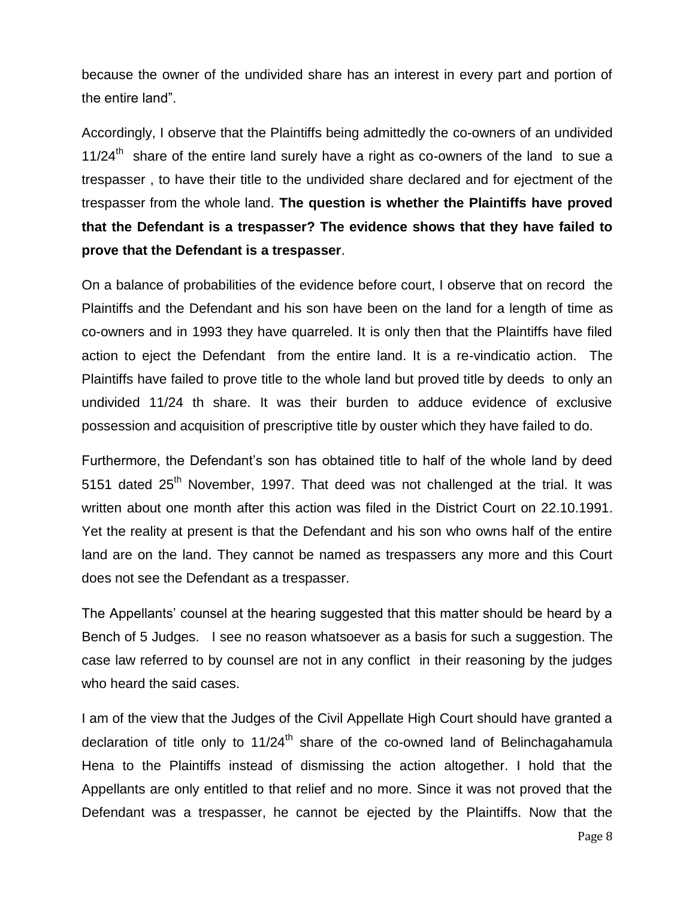because the owner of the undivided share has an interest in every part and portion of the entire land".

Accordingly, I observe that the Plaintiffs being admittedly the co-owners of an undivided 11/24th share of the entire land surely have a right as co-owners of the land to sue a trespasser , to have their title to the undivided share declared and for ejectment of the trespasser from the whole land. **The question is whether the Plaintiffs have proved that the Defendant is a trespasser? The evidence shows that they have failed to prove that the Defendant is a trespasser**.

On a balance of probabilities of the evidence before court, I observe that on record the Plaintiffs and the Defendant and his son have been on the land for a length of time as co-owners and in 1993 they have quarreled. It is only then that the Plaintiffs have filed action to eject the Defendant from the entire land. It is a re-vindicatio action. The Plaintiffs have failed to prove title to the whole land but proved title by deeds to only an undivided 11/24 th share. It was their burden to adduce evidence of exclusive possession and acquisition of prescriptive title by ouster which they have failed to do.

Furthermore, the Defendant's son has obtained title to half of the whole land by deed 5151 dated 25th November, 1997. That deed was not challenged at the trial. It was written about one month after this action was filed in the District Court on 22.10.1991. Yet the reality at present is that the Defendant and his son who owns half of the entire land are on the land. They cannot be named as trespassers any more and this Court does not see the Defendant as a trespasser.

The Appellants' counsel at the hearing suggested that this matter should be heard by a Bench of 5 Judges. I see no reason whatsoever as a basis for such a suggestion. The case law referred to by counsel are not in any conflict in their reasoning by the judges who heard the said cases.

I am of the view that the Judges of the Civil Appellate High Court should have granted a declaration of title only to 11/24th share of the co-owned land of Belinchagahamula Hena to the Plaintiffs instead of dismissing the action altogether. I hold that the Appellants are only entitled to that relief and no more. Since it was not proved that the Defendant was a trespasser, he cannot be ejected by the Plaintiffs. Now that the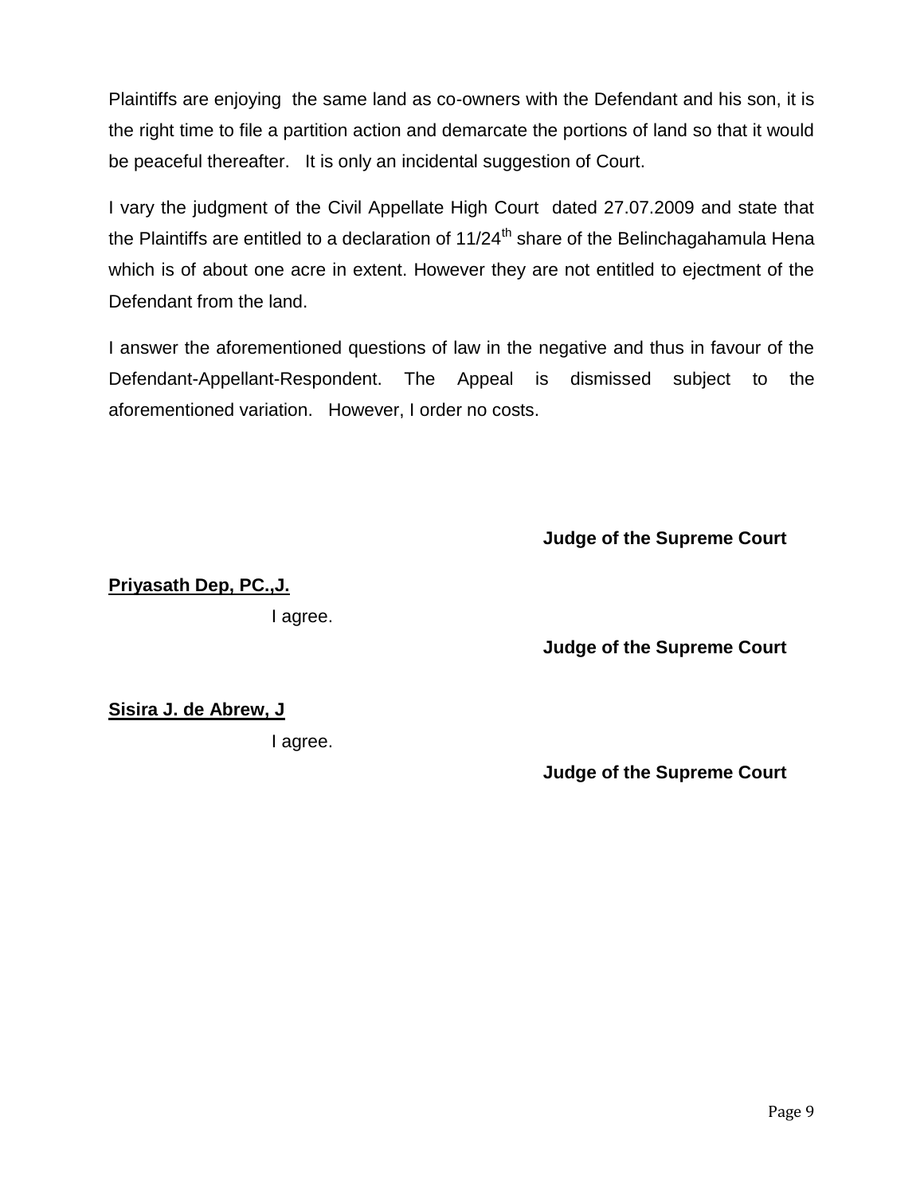Plaintiffs are enjoying the same land as co-owners with the Defendant and his son, it is the right time to file a partition action and demarcate the portions of land so that it would be peaceful thereafter. It is only an incidental suggestion of Court.

I vary the judgment of the Civil Appellate High Court dated 27.07.2009 and state that the Plaintiffs are entitled to a declaration of 11/24th share of the Belinchagahamula Hena which is of about one acre in extent. However they are not entitled to ejectment of the Defendant from the land.

I answer the aforementioned questions of law in the negative and thus in favour of the Defendant-Appellant-Respondent. The Appeal is dismissed subject to the aforementioned variation. However, I order no costs.

**Judge of the Supreme Court**

**<u>Priyasath Dep, PC.,J.</u>**

I agree.

**Judge of the Supreme Court**

**<u>Sisira J. de Abrew, J</u>**

I agree.

**Judge of the Supreme Court**